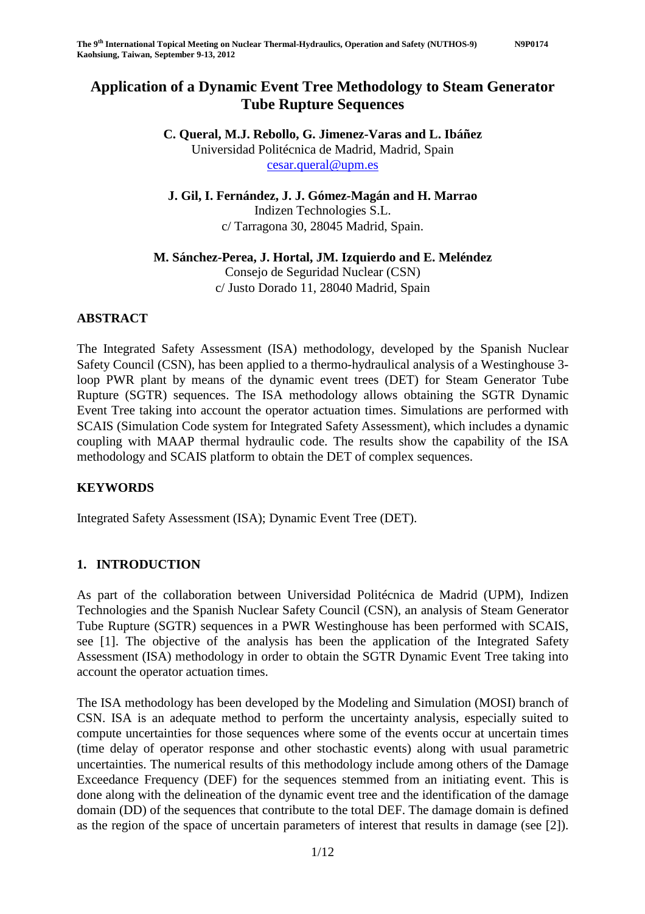# Application of a Dynamic Event Tree Methodology to Steam Generator Tube Rupture Sequences

**C. Queral, M.J. Rebollo, G. Jimenez-Varas and L. Ibáñez**
Universidad Politécnica de Madrid, Madrid, Spain
cesar.queral@upm.es

**J. Gil, I. Fernández, J. J. Gómez-Magán and H. Marrao**
Indizen Technologies S.L.
c/ Tarragona 30, 28045 Madrid, Spain.

**M. Sánchez-Perea, J. Hortal, JM. Izquierdo and E. Meléndez**
Consejo de Seguridad Nuclear (CSN)
c/ Justo Dorado 11, 28040 Madrid, Spain

## ABSTRACT

The Integrated Safety Assessment (ISA) methodology, developed by the Spanish Nuclear Safety Council (CSN), has been applied to a thermo-hydraulical analysis of a Westinghouse 3-loop PWR plant by means of the dynamic event trees (DET) for Steam Generator Tube Rupture (SGTR) sequences. The ISA methodology allows obtaining the SGTR Dynamic Event Tree taking into account the operator actuation times. Simulations are performed with SCAIS (Simulation Code system for Integrated Safety Assessment), which includes a dynamic coupling with MAAP thermal hydraulic code. The results show the capability of the ISA methodology and SCAIS platform to obtain the DET of complex sequences.

## KEYWORDS

Integrated Safety Assessment (ISA); Dynamic Event Tree (DET).

## 1. INTRODUCTION

As part of the collaboration between Universidad Politécnica de Madrid (UPM), Indizen Technologies and the Spanish Nuclear Safety Council (CSN), an analysis of Steam Generator Tube Rupture (SGTR) sequences in a PWR Westinghouse has been performed with SCAIS, see [1]. The objective of the analysis has been the application of the Integrated Safety Assessment (ISA) methodology in order to obtain the SGTR Dynamic Event Tree taking into account the operator actuation times.

The ISA methodology has been developed by the Modeling and Simulation (MOSI) branch of CSN. ISA is an adequate method to perform the uncertainty analysis, especially suited to compute uncertainties for those sequences where some of the events occur at uncertain times (time delay of operator response and other stochastic events) along with usual parametric uncertainties. The numerical results of this methodology include among others of the Damage Exceedance Frequency (DEF) for the sequences stemmed from an initiating event. This is done along with the delineation of the dynamic event tree and the identification of the damage domain (DD) of the sequences that contribute to the total DEF. The damage domain is defined as the region of the space of uncertain parameters of interest that results in damage (see [2]).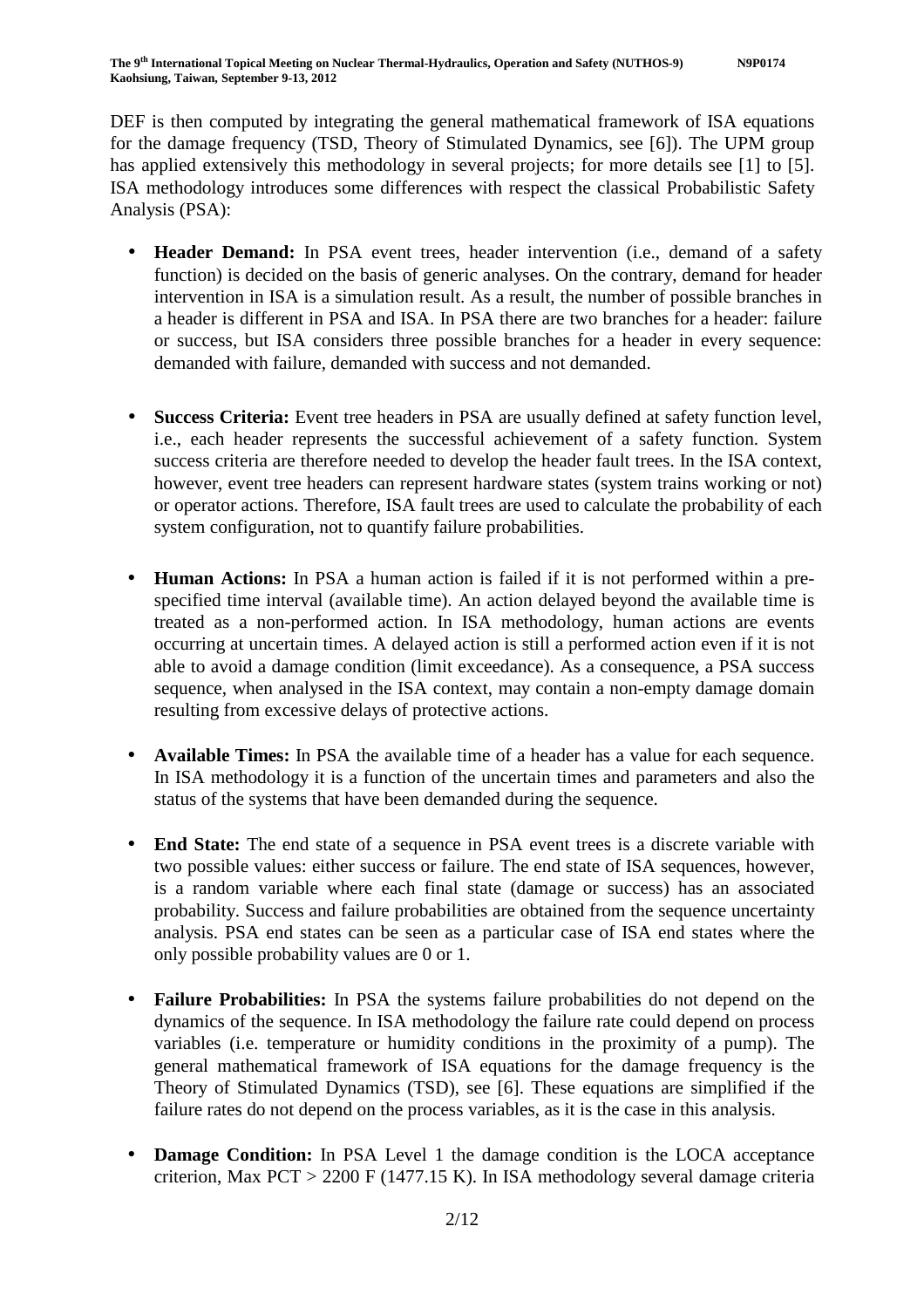DEF is then computed by integrating the general mathematical framework of ISA equations for the damage frequency (TSD, Theory of Stimulated Dynamics, see [6]). The UPM group has applied extensively this methodology in several projects; for more details see [1] to [5]. ISA methodology introduces some differences with respect the classical Probabilistic Safety Analysis (PSA):

- **Header Demand:** In PSA event trees, header intervention (i.e., demand of a safety function) is decided on the basis of generic analyses. On the contrary, demand for header intervention in ISA is a simulation result. As a result, the number of possible branches in a header is different in PSA and ISA. In PSA there are two branches for a header: failure or success, but ISA considers three possible branches for a header in every sequence: demanded with failure, demanded with success and not demanded.

- **Success Criteria:** Event tree headers in PSA are usually defined at safety function level, i.e., each header represents the successful achievement of a safety function. System success criteria are therefore needed to develop the header fault trees. In the ISA context, however, event tree headers can represent hardware states (system trains working or not) or operator actions. Therefore, ISA fault trees are used to calculate the probability of each system configuration, not to quantify failure probabilities.

- **Human Actions:** In PSA a human action is failed if it is not performed within a pre-specified time interval (available time). An action delayed beyond the available time is treated as a non-performed action. In ISA methodology, human actions are events occurring at uncertain times. A delayed action is still a performed action even if it is not able to avoid a damage condition (limit exceedance). As a consequence, a PSA success sequence, when analysed in the ISA context, may contain a non-empty damage domain resulting from excessive delays of protective actions.

- **Available Times:** In PSA the available time of a header has a value for each sequence. In ISA methodology it is a function of the uncertain times and parameters and also the status of the systems that have been demanded during the sequence.

- **End State:** The end state of a sequence in PSA event trees is a discrete variable with two possible values: either success or failure. The end state of ISA sequences, however, is a random variable where each final state (damage or success) has an associated probability. Success and failure probabilities are obtained from the sequence uncertainty analysis. PSA end states can be seen as a particular case of ISA end states where the only possible probability values are 0 or 1.

- **Failure Probabilities:** In PSA the systems failure probabilities do not depend on the dynamics of the sequence. In ISA methodology the failure rate could depend on process variables (i.e. temperature or humidity conditions in the proximity of a pump). The general mathematical framework of ISA equations for the damage frequency is the Theory of Stimulated Dynamics (TSD), see [6]. These equations are simplified if the failure rates do not depend on the process variables, as it is the case in this analysis.

- **Damage Condition:** In PSA Level 1 the damage condition is the LOCA acceptance criterion, Max PCT > 2200 F (1477.15 K). In ISA methodology several damage criteria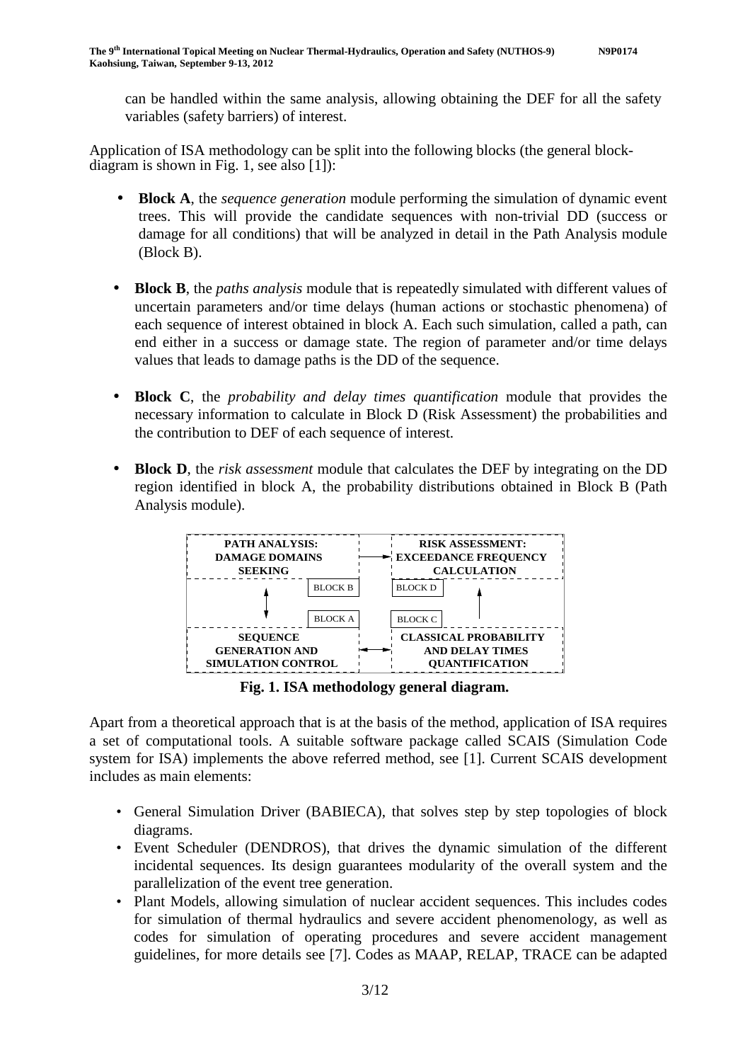can be handled within the same analysis, allowing obtaining the DEF for all the safety variables (safety barriers) of interest.

Application of ISA methodology can be split into the following blocks (the general block-diagram is shown in Fig. 1, see also [1]):

- **Block A**, the *sequence generation* module performing the simulation of dynamic event trees. This will provide the candidate sequences with non-trivial DD (success or damage for all conditions) that will be analyzed in detail in the Path Analysis module (Block B).

- **Block B**, the *paths analysis* module that is repeatedly simulated with different values of uncertain parameters and/or time delays (human actions or stochastic phenomena) of each sequence of interest obtained in block A. Each such simulation, called a path, can end either in a success or damage state. The region of parameter and/or time delays values that leads to damage paths is the DD of the sequence.

- **Block C**, the *probability and delay times quantification* module that provides the necessary information to calculate in Block D (Risk Assessment) the probabilities and the contribution to DEF of each sequence of interest.

- **Block D**, the *risk assessment* module that calculates the DEF by integrating on the DD region identified in block A, the probability distributions obtained in Block B (Path Analysis module).

| PATH ANALYSIS: DAMAGE DOMAINS SEEKING (BLOCK B) | → | RISK ASSESSMENT: EXCEEDANCE FREQUENCY CALCULATION (BLOCK D) |
| --- | --- | --- |
| ↕ | | ↑ |
| SEQUENCE GENERATION AND SIMULATION CONTROL (BLOCK A) | ↔ | CLASSICAL PROBABILITY AND DELAY TIMES QUANTIFICATION (BLOCK C) |

**Fig. 1. ISA methodology general diagram.**

Apart from a theoretical approach that is at the basis of the method, application of ISA requires a set of computational tools. A suitable software package called SCAIS (Simulation Code system for ISA) implements the above referred method, see [1]. Current SCAIS development includes as main elements:

- General Simulation Driver (BABIECA), that solves step by step topologies of block diagrams.
- Event Scheduler (DENDROS), that drives the dynamic simulation of the different incidental sequences. Its design guarantees modularity of the overall system and the parallelization of the event tree generation.
- Plant Models, allowing simulation of nuclear accident sequences. This includes codes for simulation of thermal hydraulics and severe accident phenomenology, as well as codes for simulation of operating procedures and severe accident management guidelines, for more details see [7]. Codes as MAAP, RELAP, TRACE can be adapted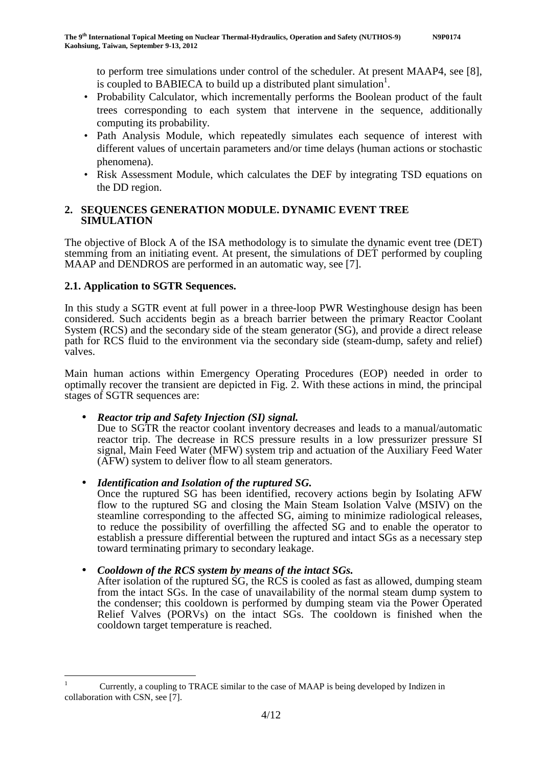to perform tree simulations under control of the scheduler. At present MAAP4, see [8], is coupled to BABIECA to build up a distributed plant simulation[1].

- Probability Calculator, which incrementally performs the Boolean product of the fault trees corresponding to each system that intervene in the sequence, additionally computing its probability.
- Path Analysis Module, which repeatedly simulates each sequence of interest with different values of uncertain parameters and/or time delays (human actions or stochastic phenomena).
- Risk Assessment Module, which calculates the DEF by integrating TSD equations on the DD region.

## 2. SEQUENCES GENERATION MODULE. DYNAMIC EVENT TREE SIMULATION

The objective of Block A of the ISA methodology is to simulate the dynamic event tree (DET) stemming from an initiating event. At present, the simulations of DET performed by coupling MAAP and DENDROS are performed in an automatic way, see [7].

### 2.1. Application to SGTR Sequences.

In this study a SGTR event at full power in a three-loop PWR Westinghouse design has been considered. Such accidents begin as a breach barrier between the primary Reactor Coolant System (RCS) and the secondary side of the steam generator (SG), and provide a direct release path for RCS fluid to the environment via the secondary side (steam-dump, safety and relief) valves.

Main human actions within Emergency Operating Procedures (EOP) needed in order to optimally recover the transient are depicted in Fig. 2. With these actions in mind, the principal stages of SGTR sequences are:

- ***Reactor trip and Safety Injection (SI) signal.***
  Due to SGTR the reactor coolant inventory decreases and leads to a manual/automatic reactor trip. The decrease in RCS pressure results in a low pressurizer pressure SI signal, Main Feed Water (MFW) system trip and actuation of the Auxiliary Feed Water (AFW) system to deliver flow to all steam generators.

- ***Identification and Isolation of the ruptured SG.***
  Once the ruptured SG has been identified, recovery actions begin by Isolating AFW flow to the ruptured SG and closing the Main Steam Isolation Valve (MSIV) on the steamline corresponding to the affected SG, aiming to minimize radiological releases, to reduce the possibility of overfilling the affected SG and to enable the operator to establish a pressure differential between the ruptured and intact SGs as a necessary step toward terminating primary to secondary leakage.

- ***Cooldown of the RCS system by means of the intact SGs.***
  After isolation of the ruptured SG, the RCS is cooled as fast as allowed, dumping steam from the intact SGs. In the case of unavailability of the normal steam dump system to the condenser; this cooldown is performed by dumping steam via the Power Operated Relief Valves (PORVs) on the intact SGs. The cooldown is finished when the cooldown target temperature is reached.

---

[1] Currently, a coupling to TRACE similar to the case of MAAP is being developed by Indizen in collaboration with CSN, see [7].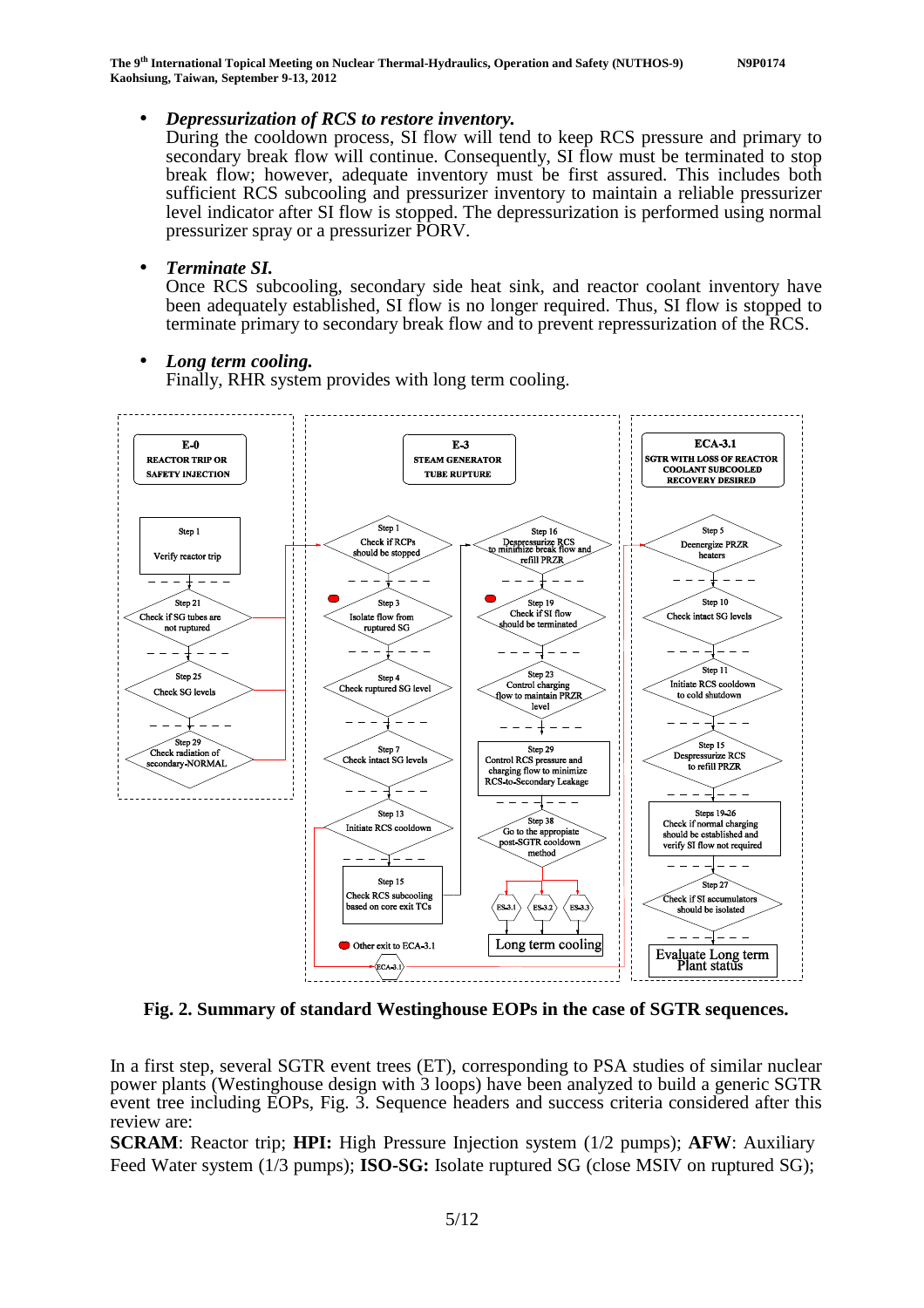- ***Depressurization of RCS to restore inventory.***
  During the cooldown process, SI flow will tend to keep RCS pressure and primary to secondary break flow will continue. Consequently, SI flow must be terminated to stop break flow; however, adequate inventory must be first assured. This includes both sufficient RCS subcooling and pressurizer inventory to maintain a reliable pressurizer level indicator after SI flow is stopped. The depressurization is performed using normal pressurizer spray or a pressurizer PORV.

- ***Terminate SI.***
  Once RCS subcooling, secondary side heat sink, and reactor coolant inventory have been adequately established, SI flow is no longer required. Thus, SI flow is stopped to terminate primary to secondary break flow and to prevent repressurization of the RCS.

- ***Long term cooling.***
  Finally, RHR system provides with long term cooling.

**Fig. 2. Summary of standard Westinghouse EOPs in the case of SGTR sequences.**

In a first step, several SGTR event trees (ET), corresponding to PSA studies of similar nuclear power plants (Westinghouse design with 3 loops) have been analyzed to build a generic SGTR event tree including EOPs, Fig. 3. Sequence headers and success criteria considered after this review are:

**SCRAM**: Reactor trip; **HPI:** High Pressure Injection system (1/2 pumps); **AFW**: Auxiliary Feed Water system (1/3 pumps); **ISO-SG:** Isolate ruptured SG (close MSIV on ruptured SG);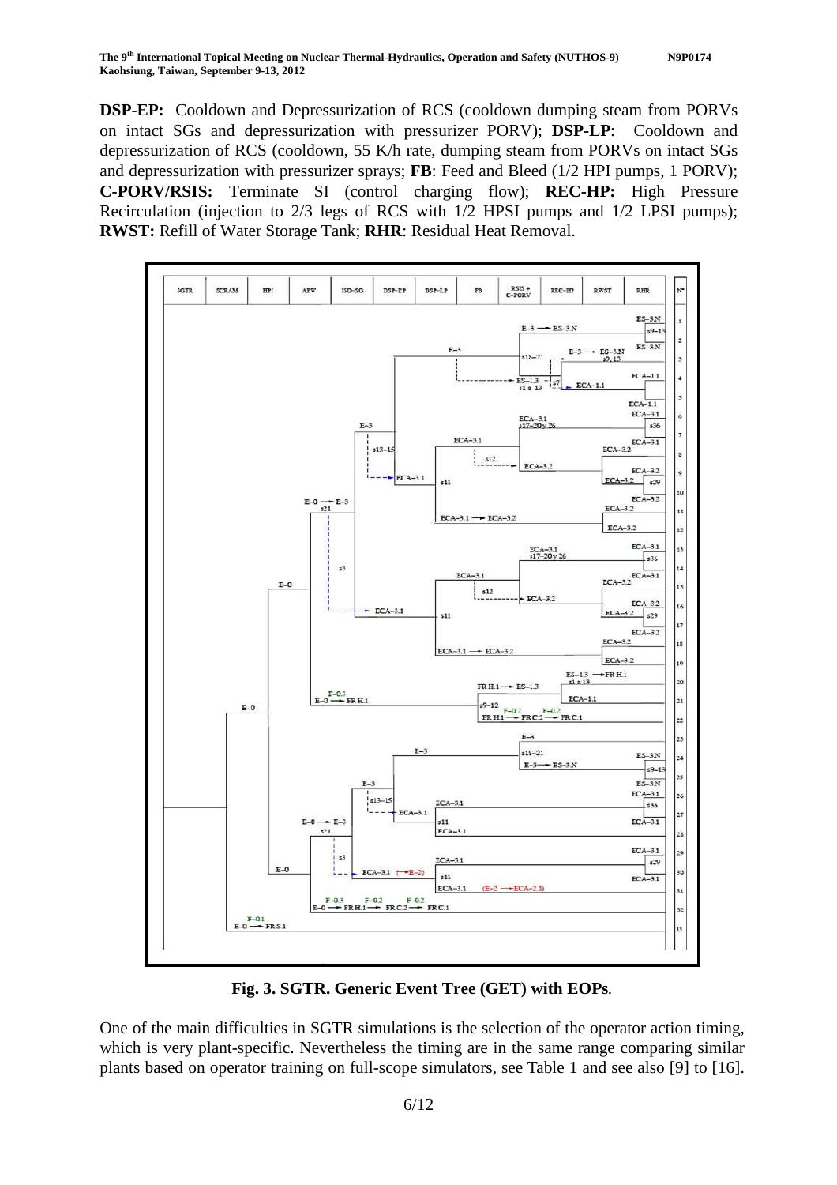**DSP-EP:** Cooldown and Depressurization of RCS (cooldown dumping steam from PORVs on intact SGs and depressurization with pressurizer PORV); **DSP-LP**: Cooldown and depressurization of RCS (cooldown, 55 K/h rate, dumping steam from PORVs on intact SGs and depressurization with pressurizer sprays; **FB**: Feed and Bleed (1/2 HPI pumps, 1 PORV); **C-PORV/RSIS:** Terminate SI (control charging flow); **REC-HP:** High Pressure Recirculation (injection to 2/3 legs of RCS with 1/2 HPSI pumps and 1/2 LPSI pumps); **RWST:** Refill of Water Storage Tank; **RHR**: Residual Heat Removal.

**Fig. 3. SGTR. Generic Event Tree (GET) with EOPs**.

One of the main difficulties in SGTR simulations is the selection of the operator action timing, which is very plant-specific. Nevertheless the timing are in the same range comparing similar plants based on operator training on full-scope simulators, see Table 1 and see also [9] to [16].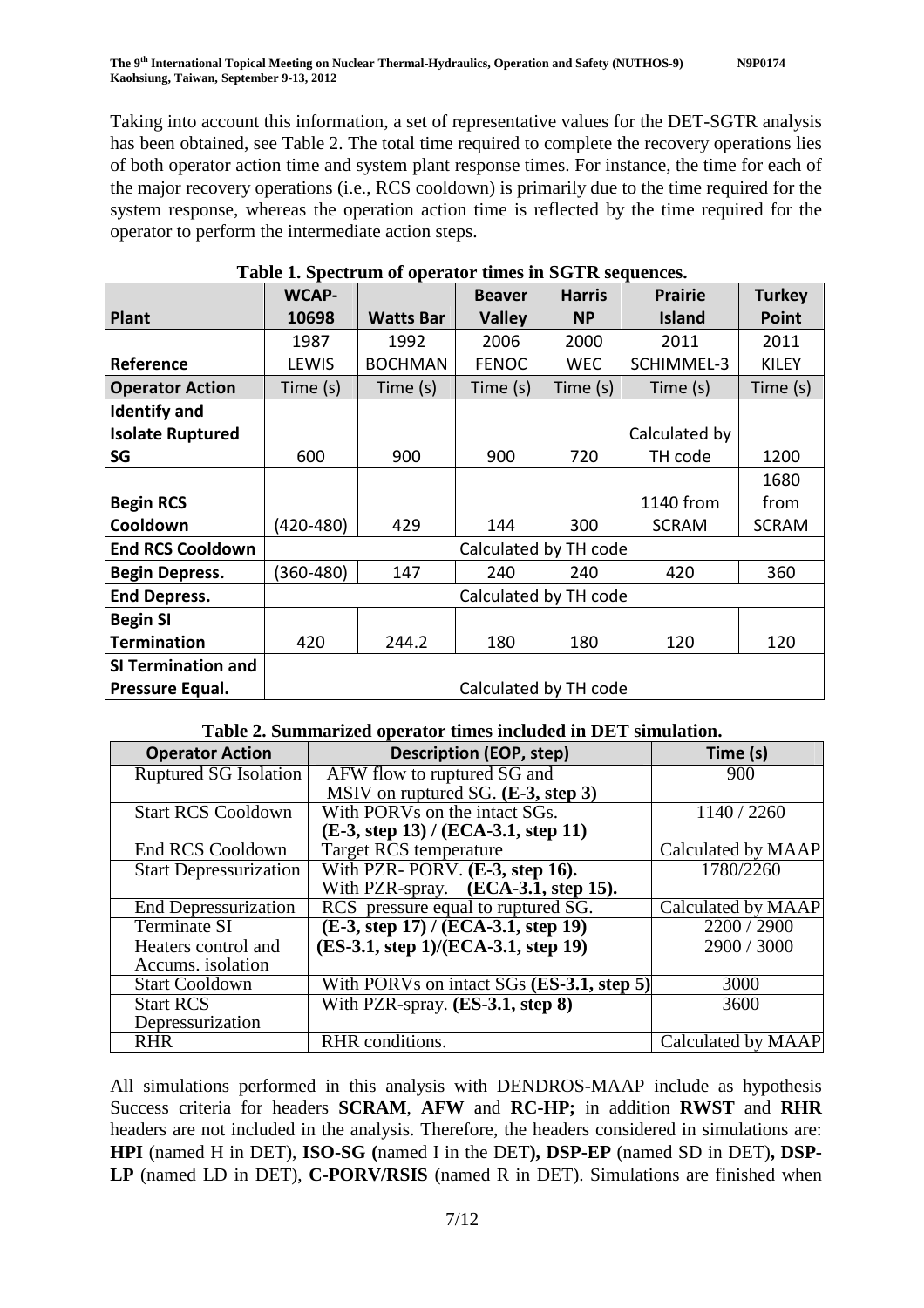Taking into account this information, a set of representative values for the DET-SGTR analysis has been obtained, see Table 2. The total time required to complete the recovery operations lies of both operator action time and system plant response times. For instance, the time for each of the major recovery operations (i.e., RCS cooldown) is primarily due to the time required for the system response, whereas the operation action time is reflected by the time required for the operator to perform the intermediate action steps.

**Table 1. Spectrum of operator times in SGTR sequences.**

| Plant | WCAP-10698 | Watts Bar | Beaver Valley | Harris NP | Prairie Island | Turkey Point |
|---|---|---|---|---|---|---|
| Reference | 1987 LEWIS | 1992 BOCHMAN | 2006 FENOC | 2000 WEC | 2011 SCHIMMEL-3 | 2011 KILEY |
| **Operator Action** | Time (s) | Time (s) | Time (s) | Time (s) | Time (s) | Time (s) |
| **Identify and Isolate Ruptured SG** | 600 | 900 | 900 | 720 | Calculated by TH code | 1200 |
| **Begin RCS Cooldown** | (420-480) | 429 | 144 | 300 | 1140 from SCRAM | 1680 from SCRAM |
| **End RCS Cooldown** | Calculated by TH code | | | | | |
| **Begin Depress.** | (360-480) | 147 | 240 | 240 | 420 | 360 |
| **End Depress.** | Calculated by TH code | | | | | |
| **Begin SI Termination** | 420 | 244.2 | 180 | 180 | 120 | 120 |
| **SI Termination and Pressure Equal.** | Calculated by TH code | | | | | |

**Table 2. Summarized operator times included in DET simulation.**

| Operator Action | Description (EOP, step) | Time (s) |
|---|---|---|
| Ruptured SG Isolation | AFW flow to ruptured SG and MSIV on ruptured SG. **(E-3, step 3)** | 900 |
| Start RCS Cooldown | With PORVs on the intact SGs. **(E-3, step 13) / (ECA-3.1, step 11)** | 1140 / 2260 |
| End RCS Cooldown | Target RCS temperature | Calculated by MAAP |
| Start Depressurization | With PZR- PORV. **(E-3, step 16).** With PZR-spray. **(ECA-3.1, step 15).** | 1780/2260 |
| End Depressurization | RCS pressure equal to ruptured SG. | Calculated by MAAP |
| Terminate SI | **(E-3, step 17) / (ECA-3.1, step 19)** | 2200 / 2900 |
| Heaters control and Accums. isolation | **(ES-3.1, step 1)/(ECA-3.1, step 19)** | 2900 / 3000 |
| Start Cooldown | With PORVs on intact SGs **(ES-3.1, step 5)** | 3000 |
| Start RCS Depressurization | With PZR-spray. **(ES-3.1, step 8)** | 3600 |
| RHR | RHR conditions. | Calculated by MAAP |

All simulations performed in this analysis with DENDROS-MAAP include as hypothesis Success criteria for headers **SCRAM**, **AFW** and **RC-HP;** in addition **RWST** and **RHR** headers are not included in the analysis. Therefore, the headers considered in simulations are: **HPI** (named H in DET), **ISO-SG (**named I in the DET**), DSP-EP** (named SD in DET)**, DSP-LP** (named LD in DET), **C-PORV/RSIS** (named R in DET). Simulations are finished when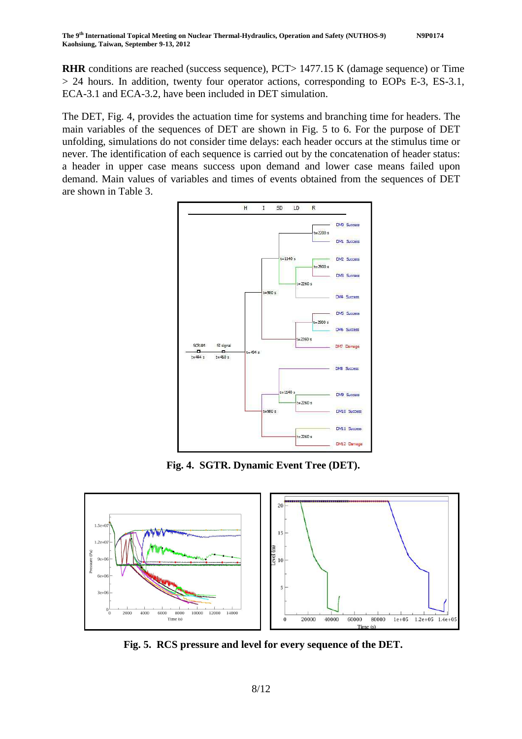**RHR** conditions are reached (success sequence), PCT> 1477.15 K (damage sequence) or Time > 24 hours. In addition, twenty four operator actions, corresponding to EOPs E-3, ES-3.1, ECA-3.1 and ECA-3.2, have been included in DET simulation.

The DET, Fig. 4, provides the actuation time for systems and branching time for headers. The main variables of the sequences of DET are shown in Fig. 5 to 6. For the purpose of DET unfolding, simulations do not consider time delays: each header occurs at the stimulus time or never. The identification of each sequence is carried out by the concatenation of header status: a header in upper case means success upon demand and lower case means failed upon demand. Main values of variables and times of events obtained from the sequences of DET are shown in Table 3.

**Fig. 4. SGTR. Dynamic Event Tree (DET).**

**Fig. 5. RCS pressure and level for every sequence of the DET.**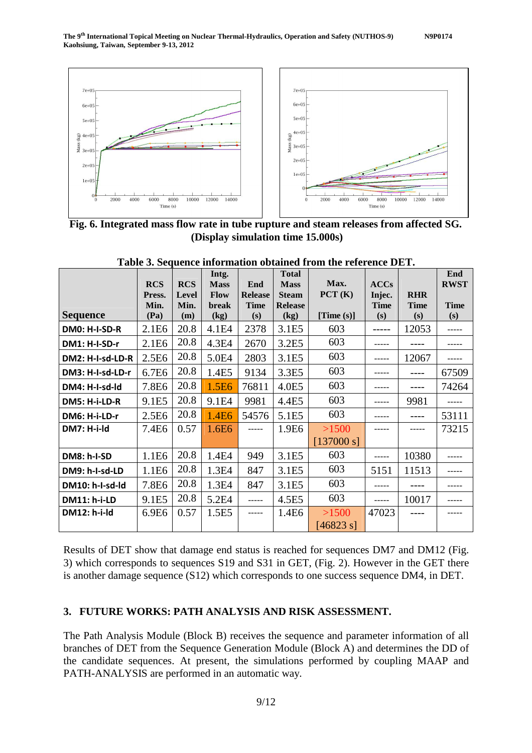Fig. 6. Integrated mass flow rate in tube rupture and steam releases from affected SG. (Display simulation time 15.000s)

**Table 3. Sequence information obtained from the reference DET.**

| Sequence | RCS Press. Min. (Pa) | RCS Level Min. (m) | Intg. Mass Flow break (kg) | End Release Time (s) | Total Mass Steam Release (kg) | Max. PCT (K) [Time (s)] | ACCs Injec. Time (s) | RHR Time (s) | End RWST Time (s) |
|---|---|---|---|---|---|---|---|---|---|
| DM0: H-I-SD-R | 2.1E6 | 20.8 | 4.1E4 | 2378 | 3.1E5 | 603 | ----- | 12053 | ----- |
| DM1: H-I-SD-r | 2.1E6 | 20.8 | 4.3E4 | 2670 | 3.2E5 | 603 | ----- | ---- | ----- |
| DM2: H-I-sd-LD-R | 2.5E6 | 20.8 | 5.0E4 | 2803 | 3.1E5 | 603 | ----- | 12067 | ----- |
| DM3: H-I-sd-LD-r | 6.7E6 | 20.8 | 1.4E5 | 9134 | 3.3E5 | 603 | ----- | ---- | 67509 |
| DM4: H-I-sd-ld | 7.8E6 | 20.8 | 1.5E6 | 76811 | 4.0E5 | 603 | ----- | ---- | 74264 |
| DM5: H-i-LD-R | 9.1E5 | 20.8 | 9.1E4 | 9981 | 4.4E5 | 603 | ----- | 9981 | ----- |
| DM6: H-i-LD-r | 2.5E6 | 20.8 | 1.4E6 | 54576 | 5.1E5 | 603 | ----- | ---- | 53111 |
| DM7: H-i-ld | 7.4E6 | 0.57 | 1.6E6 | ----- | 1.9E6 | >1500 [137000 s] | ----- | ----- | 73215 |
| DM8: h-I-SD | 1.1E6 | 20.8 | 1.4E4 | 949 | 3.1E5 | 603 | ----- | 10380 | ----- |
| DM9: h-I-sd-LD | 1.1E6 | 20.8 | 1.3E4 | 847 | 3.1E5 | 603 | 5151 | 11513 | ----- |
| DM10: h-I-sd-ld | 7.8E6 | 20.8 | 1.3E4 | 847 | 3.1E5 | 603 | ----- | ---- | ----- |
| DM11: h-i-LD | 9.1E5 | 20.8 | 5.2E4 | ----- | 4.5E5 | 603 | ----- | 10017 | ----- |
| DM12: h-i-ld | 6.9E6 | 0.57 | 1.5E5 | ----- | 1.4E6 | >1500 [46823 s] | 47023 | ---- | ----- |

Results of DET show that damage end status is reached for sequences DM7 and DM12 (Fig. 3) which corresponds to sequences S19 and S31 in GET, (Fig. 2). However in the GET there is another damage sequence (S12) which corresponds to one success sequence DM4, in DET.

## 3. FUTURE WORKS: PATH ANALYSIS AND RISK ASSESSMENT.

The Path Analysis Module (Block B) receives the sequence and parameter information of all branches of DET from the Sequence Generation Module (Block A) and determines the DD of the candidate sequences. At present, the simulations performed by coupling MAAP and PATH-ANALYSIS are performed in an automatic way.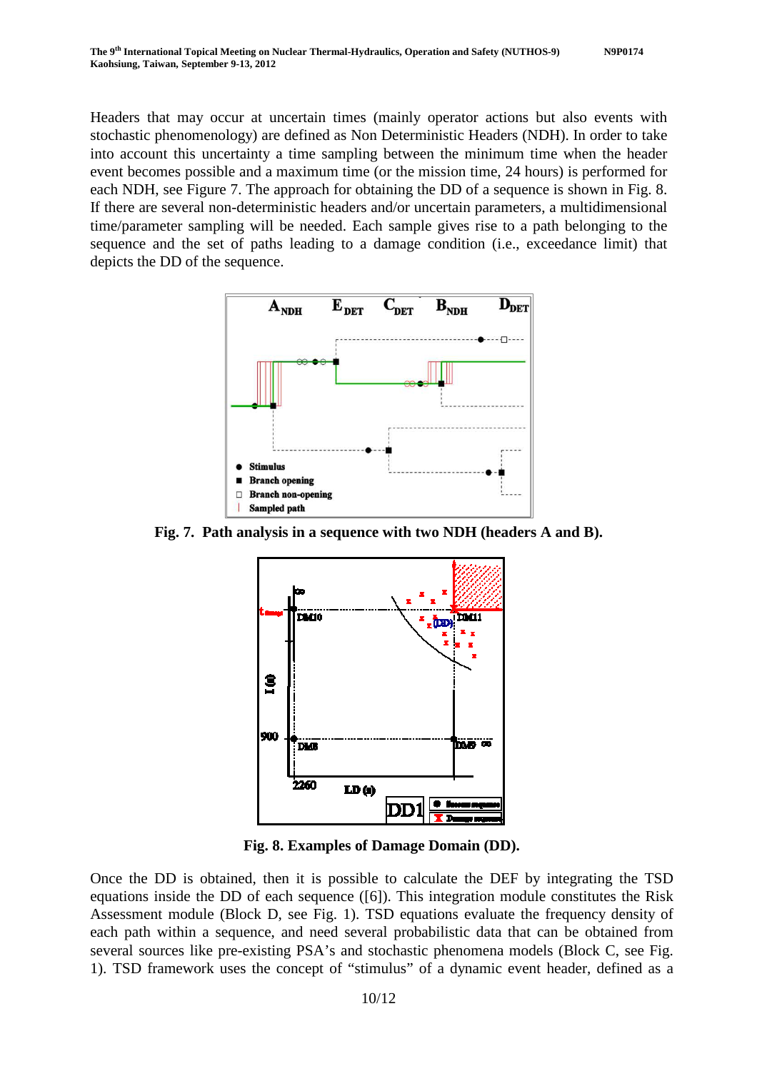Headers that may occur at uncertain times (mainly operator actions but also events with stochastic phenomenology) are defined as Non Deterministic Headers (NDH). In order to take into account this uncertainty a time sampling between the minimum time when the header event becomes possible and a maximum time (or the mission time, 24 hours) is performed for each NDH, see Figure 7. The approach for obtaining the DD of a sequence is shown in Fig. 8. If there are several non-deterministic headers and/or uncertain parameters, a multidimensional time/parameter sampling will be needed. Each sample gives rise to a path belonging to the sequence and the set of paths leading to a damage condition (i.e., exceedance limit) that depicts the DD of the sequence.

**Fig. 7. Path analysis in a sequence with two NDH (headers A and B).**

**Fig. 8. Examples of Damage Domain (DD).**

Once the DD is obtained, then it is possible to calculate the DEF by integrating the TSD equations inside the DD of each sequence ([6]). This integration module constitutes the Risk Assessment module (Block D, see Fig. 1). TSD equations evaluate the frequency density of each path within a sequence, and need several probabilistic data that can be obtained from several sources like pre-existing PSA's and stochastic phenomena models (Block C, see Fig. 1). TSD framework uses the concept of "stimulus" of a dynamic event header, defined as a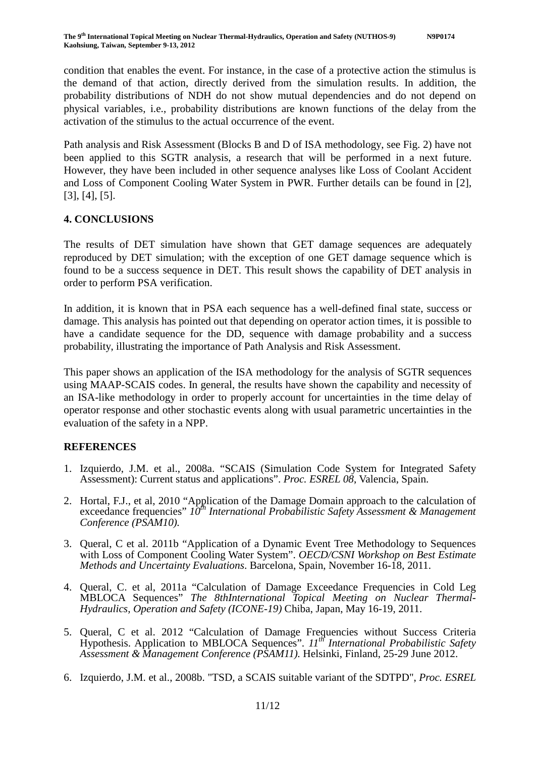condition that enables the event. For instance, in the case of a protective action the stimulus is the demand of that action, directly derived from the simulation results. In addition, the probability distributions of NDH do not show mutual dependencies and do not depend on physical variables, i.e., probability distributions are known functions of the delay from the activation of the stimulus to the actual occurrence of the event.

Path analysis and Risk Assessment (Blocks B and D of ISA methodology, see Fig. 2) have not been applied to this SGTR analysis, a research that will be performed in a next future. However, they have been included in other sequence analyses like Loss of Coolant Accident and Loss of Component Cooling Water System in PWR. Further details can be found in [2], [3], [4], [5].

## 4. CONCLUSIONS

The results of DET simulation have shown that GET damage sequences are adequately reproduced by DET simulation; with the exception of one GET damage sequence which is found to be a success sequence in DET. This result shows the capability of DET analysis in order to perform PSA verification.

In addition, it is known that in PSA each sequence has a well-defined final state, success or damage. This analysis has pointed out that depending on operator action times, it is possible to have a candidate sequence for the DD, sequence with damage probability and a success probability, illustrating the importance of Path Analysis and Risk Assessment.

This paper shows an application of the ISA methodology for the analysis of SGTR sequences using MAAP-SCAIS codes. In general, the results have shown the capability and necessity of an ISA-like methodology in order to properly account for uncertainties in the time delay of operator response and other stochastic events along with usual parametric uncertainties in the evaluation of the safety in a NPP.

## REFERENCES

1. Izquierdo, J.M. et al., 2008a. "SCAIS (Simulation Code System for Integrated Safety Assessment): Current status and applications". *Proc. ESREL 08*, Valencia, Spain.
2. Hortal, F.J., et al, 2010 "Application of the Damage Domain approach to the calculation of exceedance frequencies" *10th International Probabilistic Safety Assessment & Management Conference (PSAM10).*
3. Queral, C et al. 2011b "Application of a Dynamic Event Tree Methodology to Sequences with Loss of Component Cooling Water System". *OECD/CSNI Workshop on Best Estimate Methods and Uncertainty Evaluations*. Barcelona, Spain, November 16-18, 2011.
4. Queral, C. et al, 2011a "Calculation of Damage Exceedance Frequencies in Cold Leg MBLOCA Sequences" *The 8thInternational Topical Meeting on Nuclear Thermal-Hydraulics, Operation and Safety (ICONE-19)* Chiba, Japan, May 16-19, 2011.
5. Queral, C et al. 2012 "Calculation of Damage Frequencies without Success Criteria Hypothesis. Application to MBLOCA Sequences". *11th International Probabilistic Safety Assessment & Management Conference (PSAM11).* Helsinki, Finland, 25-29 June 2012.
6. Izquierdo, J.M. et al., 2008b. "TSD, a SCAIS suitable variant of the SDTPD", *Proc. ESREL*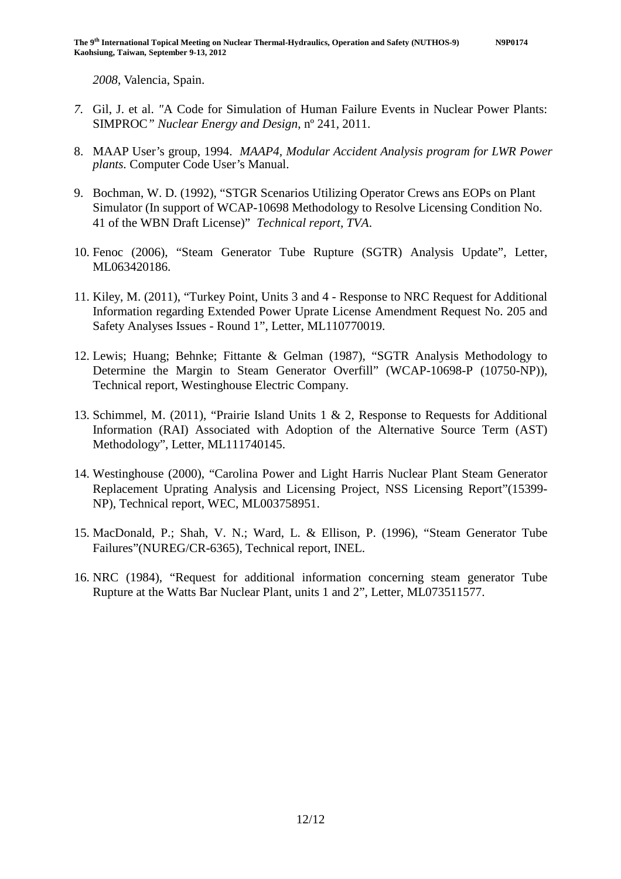*2008*, Valencia, Spain.

7. Gil, J. et al. "A Code for Simulation of Human Failure Events in Nuclear Power Plants: SIMPROC*" Nuclear Energy and Design*, nº 241, 2011.

8. MAAP User's group, 1994. *MAAP4, Modular Accident Analysis program for LWR Power plants*. Computer Code User's Manual.

9. Bochman, W. D. (1992), "STGR Scenarios Utilizing Operator Crews ans EOPs on Plant Simulator (In support of WCAP-10698 Methodology to Resolve Licensing Condition No. 41 of the WBN Draft License)" *Technical report, TVA*.

10. Fenoc (2006), "Steam Generator Tube Rupture (SGTR) Analysis Update", Letter, ML063420186.

11. Kiley, M. (2011), "Turkey Point, Units 3 and 4 - Response to NRC Request for Additional Information regarding Extended Power Uprate License Amendment Request No. 205 and Safety Analyses Issues - Round 1", Letter, ML110770019.

12. Lewis; Huang; Behnke; Fittante & Gelman (1987), "SGTR Analysis Methodology to Determine the Margin to Steam Generator Overfill" (WCAP-10698-P (10750-NP)), Technical report, Westinghouse Electric Company.

13. Schimmel, M. (2011), "Prairie Island Units 1 & 2, Response to Requests for Additional Information (RAI) Associated with Adoption of the Alternative Source Term (AST) Methodology", Letter, ML111740145.

14. Westinghouse (2000), "Carolina Power and Light Harris Nuclear Plant Steam Generator Replacement Uprating Analysis and Licensing Project, NSS Licensing Report"(15399-NP), Technical report, WEC, ML003758951.

15. MacDonald, P.; Shah, V. N.; Ward, L. & Ellison, P. (1996), "Steam Generator Tube Failures"(NUREG/CR-6365), Technical report, INEL.

16. NRC (1984), "Request for additional information concerning steam generator Tube Rupture at the Watts Bar Nuclear Plant, units 1 and 2", Letter, ML073511577.